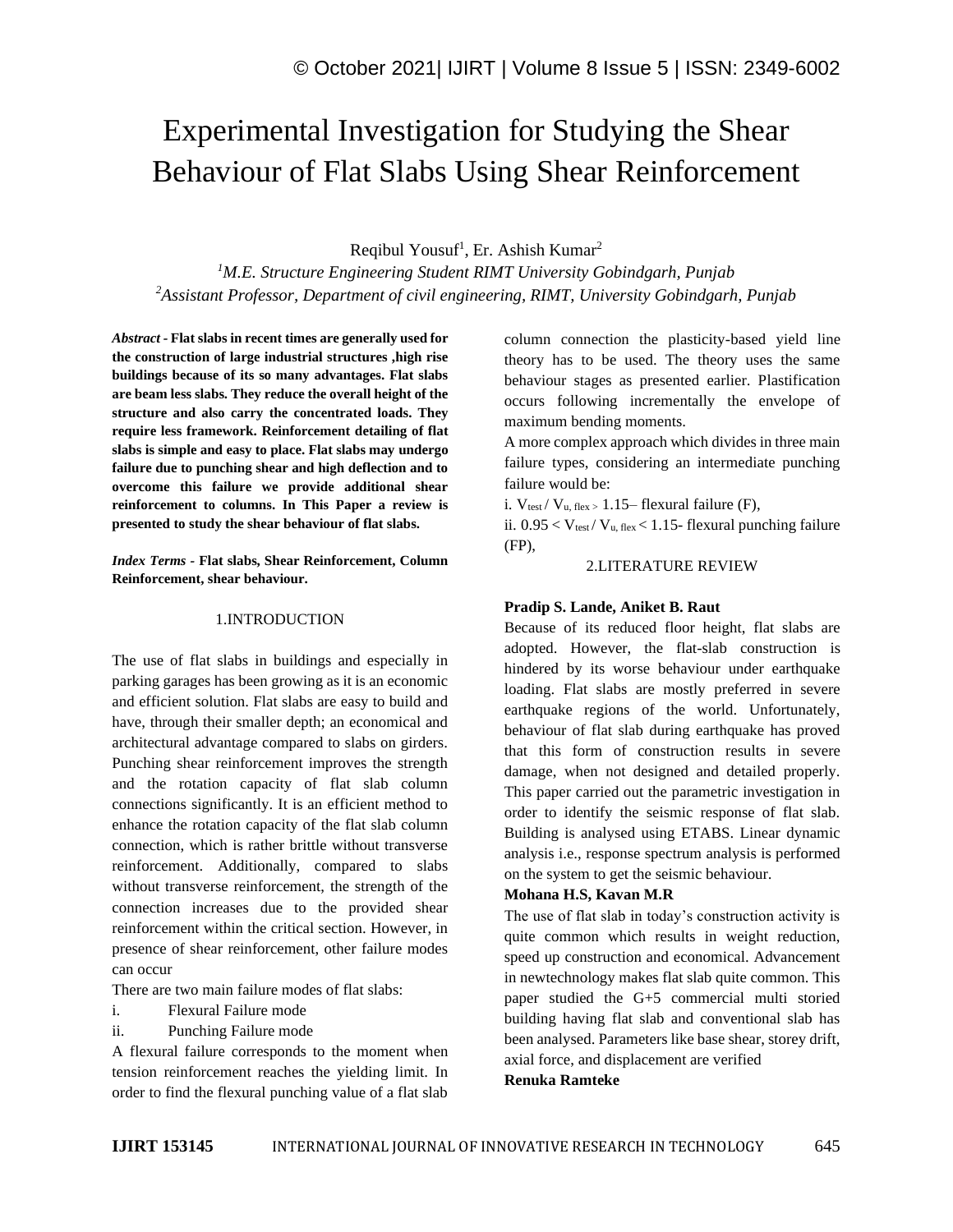# Experimental Investigation for Studying the Shear Behaviour of Flat Slabs Using Shear Reinforcement

Reqibul Yousuf[1], Er. Ashish Kumar[2]

[1]*M.E. Structure Engineering Student RIMT University Gobindgarh, Punjab*
[2]*Assistant Professor, Department of civil engineering, RIMT, University Gobindgarh, Punjab*

***Abstract -*** **Flat slabs in recent times are generally used for the construction of large industrial structures ,high rise buildings because of its so many advantages. Flat slabs are beam less slabs. They reduce the overall height of the structure and also carry the concentrated loads. They require less framework. Reinforcement detailing of flat slabs is simple and easy to place. Flat slabs may undergo failure due to punching shear and high deflection and to overcome this failure we provide additional shear reinforcement to columns. In This Paper a review is presented to study the shear behaviour of flat slabs.**

***Index Terms -*** **Flat slabs, Shear Reinforcement, Column Reinforcement, shear behaviour.**

## 1.INTRODUCTION

The use of flat slabs in buildings and especially in parking garages has been growing as it is an economic and efficient solution. Flat slabs are easy to build and have, through their smaller depth; an economical and architectural advantage compared to slabs on girders. Punching shear reinforcement improves the strength and the rotation capacity of flat slab column connections significantly. It is an efficient method to enhance the rotation capacity of the flat slab column connection, which is rather brittle without transverse reinforcement. Additionally, compared to slabs without transverse reinforcement, the strength of the connection increases due to the provided shear reinforcement within the critical section. However, in presence of shear reinforcement, other failure modes can occur

There are two main failure modes of flat slabs:

i. Flexural Failure mode
ii. Punching Failure mode

A flexural failure corresponds to the moment when tension reinforcement reaches the yielding limit. In order to find the flexural punching value of a flat slab column connection the plasticity-based yield line theory has to be used. The theory uses the same behaviour stages as presented earlier. Plastification occurs following incrementally the envelope of maximum bending moments.

A more complex approach which divides in three main failure types, considering an intermediate punching failure would be:

i. $V_{test} / V_{u, flex >}$ 1.15– flexural failure (F),
ii. $0.95 < V_{test} / V_{u, flex} < 1.15$- flexural punching failure (FP),

## 2.LITERATURE REVIEW

**Pradip S. Lande, Aniket B. Raut**

Because of its reduced floor height, flat slabs are adopted. However, the flat-slab construction is hindered by its worse behaviour under earthquake loading. Flat slabs are mostly preferred in severe earthquake regions of the world. Unfortunately, behaviour of flat slab during earthquake has proved that this form of construction results in severe damage, when not designed and detailed properly. This paper carried out the parametric investigation in order to identify the seismic response of flat slab. Building is analysed using ETABS. Linear dynamic analysis i.e., response spectrum analysis is performed on the system to get the seismic behaviour.

**Mohana H.S, Kavan M.R**

The use of flat slab in today's construction activity is quite common which results in weight reduction, speed up construction and economical. Advancement in newtechnology makes flat slab quite common. This paper studied the G+5 commercial multi storied building having flat slab and conventional slab has been analysed. Parameters like base shear, storey drift, axial force, and displacement are verified

**Renuka Ramteke**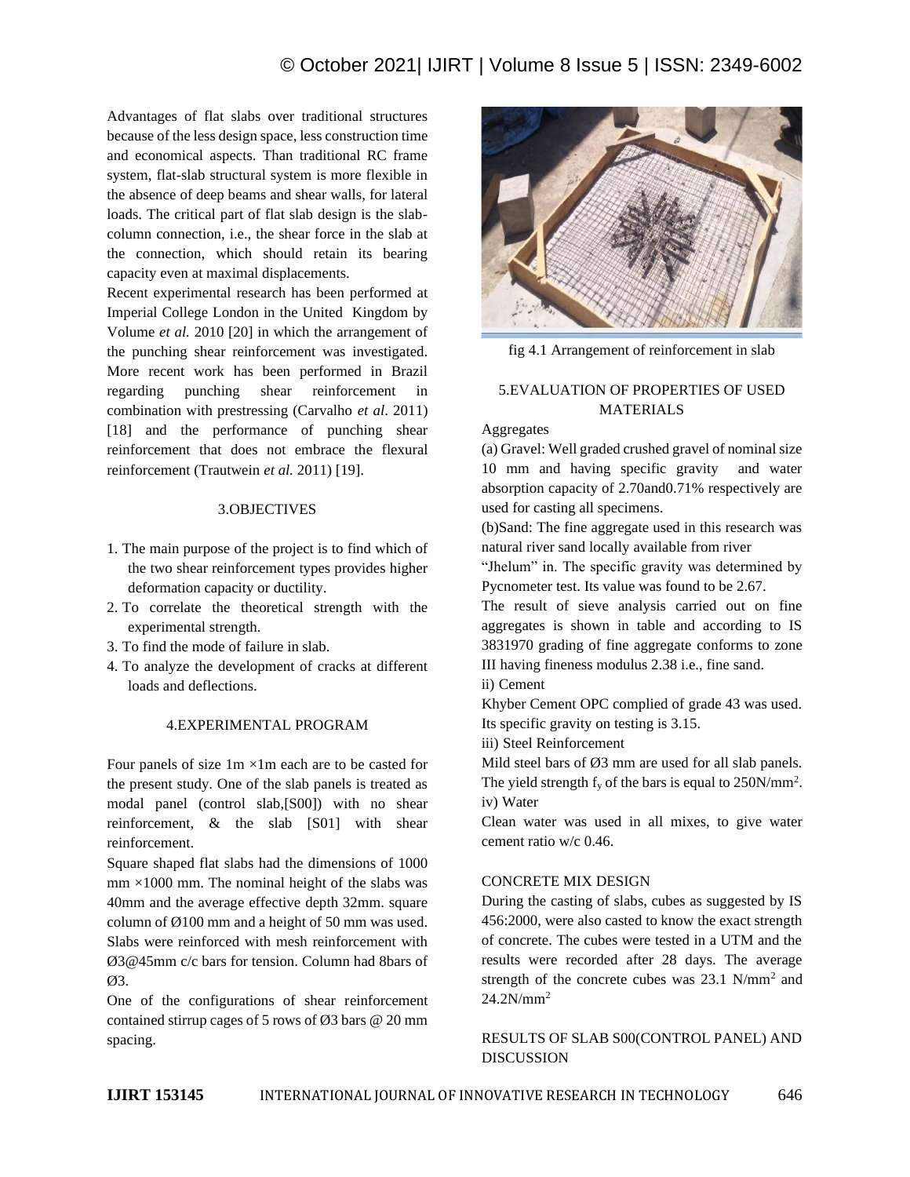Advantages of flat slabs over traditional structures because of the less design space, less construction time and economical aspects. Than traditional RC frame system, flat-slab structural system is more flexible in the absence of deep beams and shear walls, for lateral loads. The critical part of flat slab design is the slab-column connection, i.e., the shear force in the slab at the connection, which should retain its bearing capacity even at maximal displacements.

Recent experimental research has been performed at Imperial College London in the United Kingdom by Volume *et al.* 2010 [20] in which the arrangement of the punching shear reinforcement was investigated. More recent work has been performed in Brazil regarding punching shear reinforcement in combination with prestressing (Carvalho *et al*. 2011) [18] and the performance of punching shear reinforcement that does not embrace the flexural reinforcement (Trautwein *et al.* 2011) [19].

## 3.OBJECTIVES

1. The main purpose of the project is to find which of the two shear reinforcement types provides higher deformation capacity or ductility.
2. To correlate the theoretical strength with the experimental strength.
3. To find the mode of failure in slab.
4. To analyze the development of cracks at different loads and deflections.

## 4.EXPERIMENTAL PROGRAM

Four panels of size 1m ×1m each are to be casted for the present study. One of the slab panels is treated as modal panel (control slab,[S00]) with no shear reinforcement, & the slab [S01] with shear reinforcement.

Square shaped flat slabs had the dimensions of 1000 mm ×1000 mm. The nominal height of the slabs was 40mm and the average effective depth 32mm. square column of Ø100 mm and a height of 50 mm was used. Slabs were reinforced with mesh reinforcement with Ø3@45mm c/c bars for tension. Column had 8bars of Ø3.

One of the configurations of shear reinforcement contained stirrup cages of 5 rows of Ø3 bars @ 20 mm spacing.

fig 4.1 Arrangement of reinforcement in slab

## 5.EVALUATION OF PROPERTIES OF USED MATERIALS

Aggregates

(a) Gravel: Well graded crushed gravel of nominal size 10 mm and having specific gravity and water absorption capacity of 2.70and0.71% respectively are used for casting all specimens.

(b)Sand: The fine aggregate used in this research was natural river sand locally available from river "Jhelum" in. The specific gravity was determined by Pycnometer test. Its value was found to be 2.67.

The result of sieve analysis carried out on fine aggregates is shown in table and according to IS 3831970 grading of fine aggregate conforms to zone III having fineness modulus 2.38 i.e., fine sand.

ii) Cement

Khyber Cement OPC complied of grade 43 was used. Its specific gravity on testing is 3.15.

iii) Steel Reinforcement

Mild steel bars of Ø3 mm are used for all slab panels. The yield strength $f_y$ of the bars is equal to 250N/mm$^2$.

iv) Water

Clean water was used in all mixes, to give water cement ratio w/c 0.46.

### CONCRETE MIX DESIGN

During the casting of slabs, cubes as suggested by IS 456:2000, were also casted to know the exact strength of concrete. The cubes were tested in a UTM and the results were recorded after 28 days. The average strength of the concrete cubes was 23.1 N/mm$^2$ and 24.2N/mm$^2$

### RESULTS OF SLAB S00(CONTROL PANEL) AND DISCUSSION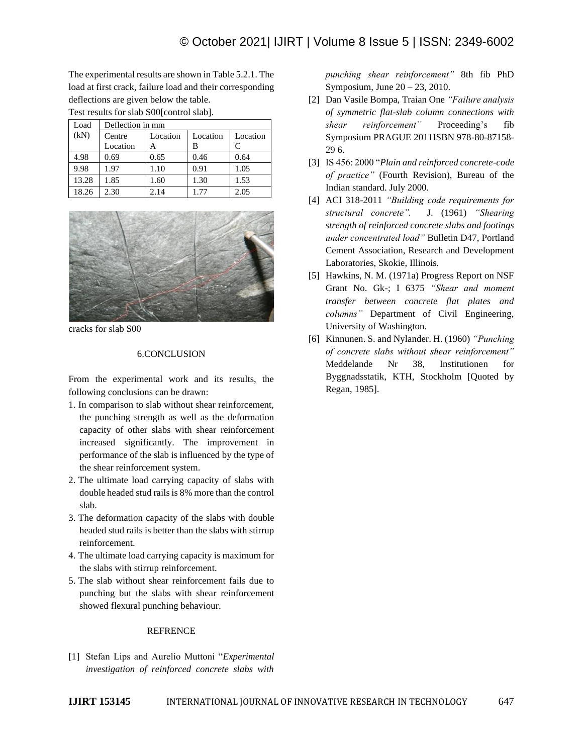The experimental results are shown in Table 5.2.1. The load at first crack, failure load and their corresponding deflections are given below the table.

Test results for slab S00[control slab].

| Load (kN) | Deflection in mm | | | |
|---|---|---|---|---|
| | Centre Location | Location A | Location B | Location C |
| 4.98 | 0.69 | 0.65 | 0.46 | 0.64 |
| 9.98 | 1.97 | 1.10 | 0.91 | 1.05 |
| 13.28 | 1.85 | 1.60 | 1.30 | 1.53 |
| 18.26 | 2.30 | 2.14 | 1.77 | 2.05 |

cracks for slab S00

## 6.CONCLUSION

From the experimental work and its results, the following conclusions can be drawn:

1. In comparison to slab without shear reinforcement, the punching strength as well as the deformation capacity of other slabs with shear reinforcement increased significantly. The improvement in performance of the slab is influenced by the type of the shear reinforcement system.
2. The ultimate load carrying capacity of slabs with double headed stud rails is 8% more than the control slab.
3. The deformation capacity of the slabs with double headed stud rails is better than the slabs with stirrup reinforcement.
4. The ultimate load carrying capacity is maximum for the slabs with stirrup reinforcement.
5. The slab without shear reinforcement fails due to punching but the slabs with shear reinforcement showed flexural punching behaviour.

## REFRENCE

[1] Stefan Lips and Aurelio Muttoni "*Experimental investigation of reinforced concrete slabs with punching shear reinforcement"* 8th fib PhD Symposium, June 20 – 23, 2010.

[2] Dan Vasile Bompa, Traian One *"Failure analysis of symmetric flat-slab column connections with shear reinforcement"* Proceeding's fib Symposium PRAGUE 2011ISBN 978-80-87158-29 6.

[3] IS 456: 2000 "*Plain and reinforced concrete-code of practice"* (Fourth Revision), Bureau of the Indian standard. July 2000.

[4] ACI 318-2011 *"Building code requirements for structural concrete".* J. (1961) *"Shearing strength of reinforced concrete slabs and footings under concentrated load"* Bulletin D47, Portland Cement Association, Research and Development Laboratories, Skokie, Illinois.

[5] Hawkins, N. M. (1971a) Progress Report on NSF Grant No. Gk-; I 6375 *"Shear and moment transfer between concrete flat plates and columns"* Department of Civil Engineering, University of Washington.

[6] Kinnunen. S. and Nylander. H. (1960) *"Punching of concrete slabs without shear reinforcement"* Meddelande Nr 38, Institutionen for Byggnadsstatik, KTH, Stockholm [Quoted by Regan, 1985].